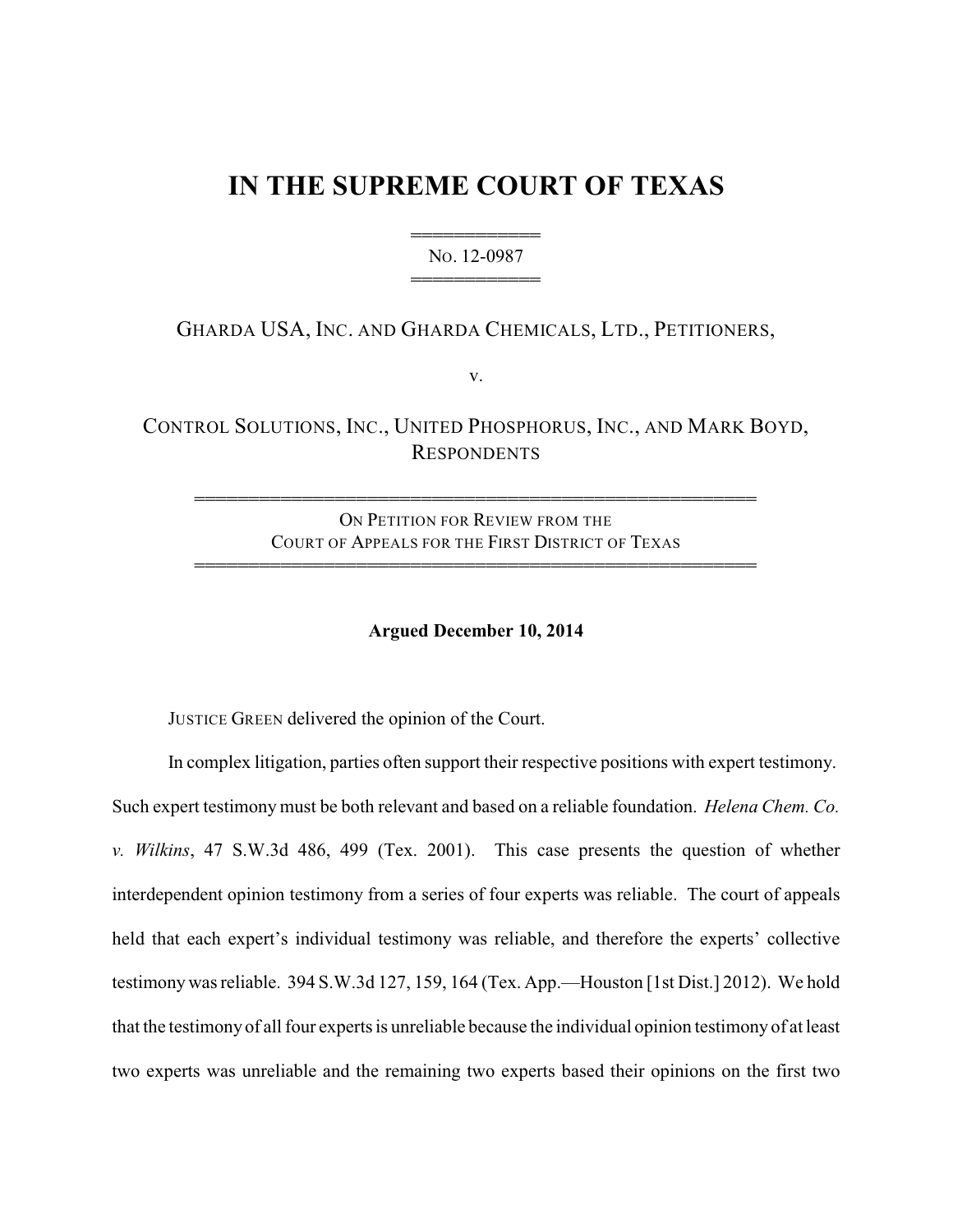# IN THE SUPREME COURT OF TEXAS

═══════════
NO. 12-0987
═══════════

GHARDA USA, INC. AND GHARDA CHEMICALS, LTD., PETITIONERS,

v.

CONTROL SOLUTIONS, INC., UNITED PHOSPHORUS, INC., AND MARK BOYD, RESPONDENTS

═══════════════════════════════════════════════
ON PETITION FOR REVIEW FROM THE
COURT OF APPEALS FOR THE FIRST DISTRICT OF TEXAS
═══════════════════════════════════════════════

**Argued December 10, 2014**

JUSTICE GREEN delivered the opinion of the Court.

In complex litigation, parties often support their respective positions with expert testimony. Such expert testimony must be both relevant and based on a reliable foundation. *Helena Chem. Co. v. Wilkins*, 47 S.W.3d 486, 499 (Tex. 2001). This case presents the question of whether interdependent opinion testimony from a series of four experts was reliable. The court of appeals held that each expert's individual testimony was reliable, and therefore the experts' collective testimony was reliable. 394 S.W.3d 127, 159, 164 (Tex. App.—Houston [1st Dist.] 2012). We hold that the testimony of all four experts is unreliable because the individual opinion testimony of at least two experts was unreliable and the remaining two experts based their opinions on the first two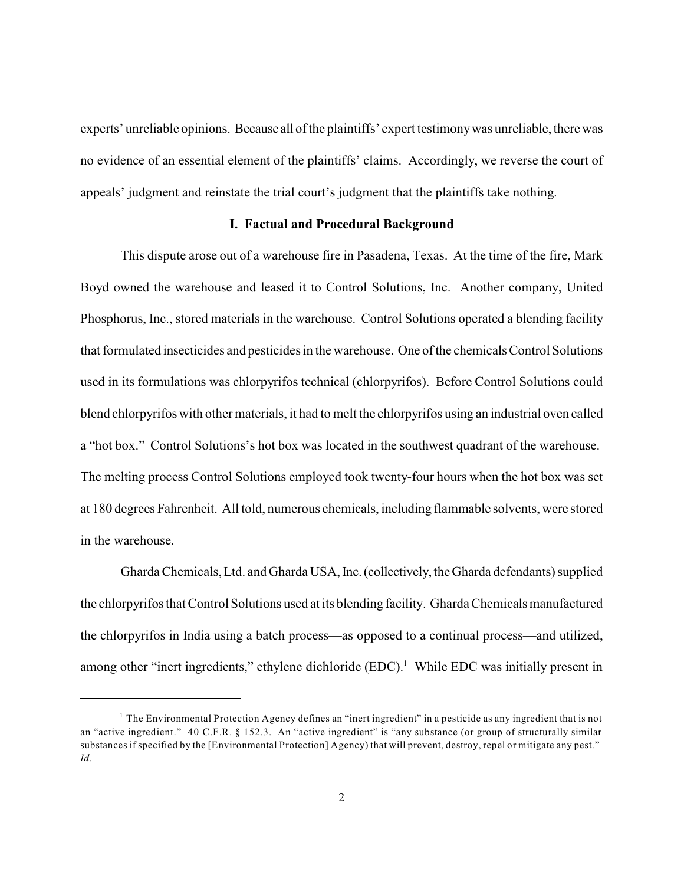experts' unreliable opinions. Because all of the plaintiffs' expert testimony was unreliable, there was no evidence of an essential element of the plaintiffs' claims. Accordingly, we reverse the court of appeals' judgment and reinstate the trial court's judgment that the plaintiffs take nothing.

## I. Factual and Procedural Background

This dispute arose out of a warehouse fire in Pasadena, Texas. At the time of the fire, Mark Boyd owned the warehouse and leased it to Control Solutions, Inc. Another company, United Phosphorus, Inc., stored materials in the warehouse. Control Solutions operated a blending facility that formulated insecticides and pesticides in the warehouse. One of the chemicals Control Solutions used in its formulations was chlorpyrifos technical (chlorpyrifos). Before Control Solutions could blend chlorpyrifos with other materials, it had to melt the chlorpyrifos using an industrial oven called a "hot box." Control Solutions's hot box was located in the southwest quadrant of the warehouse. The melting process Control Solutions employed took twenty-four hours when the hot box was set at 180 degrees Fahrenheit. All told, numerous chemicals, including flammable solvents, were stored in the warehouse.

Gharda Chemicals, Ltd. and Gharda USA, Inc. (collectively, the Gharda defendants) supplied the chlorpyrifos that Control Solutions used at its blending facility. Gharda Chemicals manufactured the chlorpyrifos in India using a batch process—as opposed to a continual process—and utilized, among other "inert ingredients," ethylene dichloride (EDC).[1] While EDC was initially present in

[1] The Environmental Protection Agency defines an "inert ingredient" in a pesticide as any ingredient that is not an "active ingredient." 40 C.F.R. § 152.3. An "active ingredient" is "any substance (or group of structurally similar substances if specified by the [Environmental Protection] Agency) that will prevent, destroy, repel or mitigate any pest." *Id*.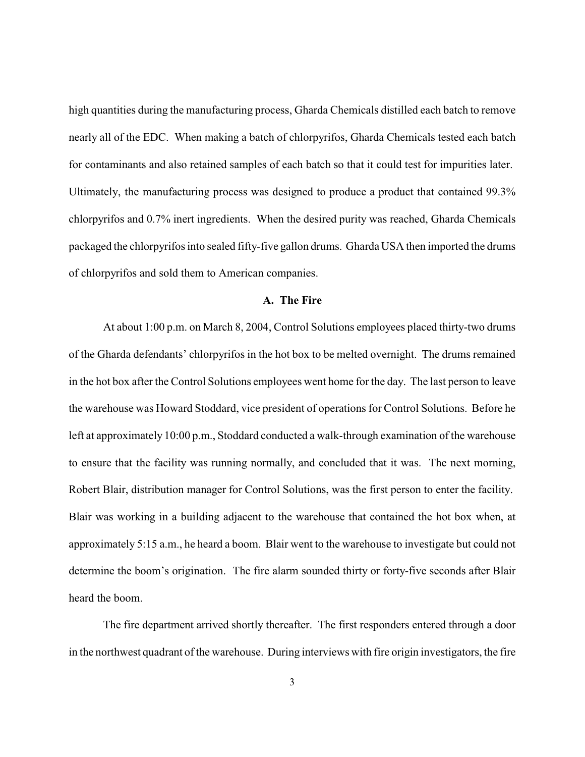high quantities during the manufacturing process, Gharda Chemicals distilled each batch to remove nearly all of the EDC. When making a batch of chlorpyrifos, Gharda Chemicals tested each batch for contaminants and also retained samples of each batch so that it could test for impurities later. Ultimately, the manufacturing process was designed to produce a product that contained 99.3% chlorpyrifos and 0.7% inert ingredients. When the desired purity was reached, Gharda Chemicals packaged the chlorpyrifos into sealed fifty-five gallon drums. Gharda USA then imported the drums of chlorpyrifos and sold them to American companies.

### A. The Fire

At about 1:00 p.m. on March 8, 2004, Control Solutions employees placed thirty-two drums of the Gharda defendants' chlorpyrifos in the hot box to be melted overnight. The drums remained in the hot box after the Control Solutions employees went home for the day. The last person to leave the warehouse was Howard Stoddard, vice president of operations for Control Solutions. Before he left at approximately 10:00 p.m., Stoddard conducted a walk-through examination of the warehouse to ensure that the facility was running normally, and concluded that it was. The next morning, Robert Blair, distribution manager for Control Solutions, was the first person to enter the facility. Blair was working in a building adjacent to the warehouse that contained the hot box when, at approximately 5:15 a.m., he heard a boom. Blair went to the warehouse to investigate but could not determine the boom's origination. The fire alarm sounded thirty or forty-five seconds after Blair heard the boom.

The fire department arrived shortly thereafter. The first responders entered through a door in the northwest quadrant of the warehouse. During interviews with fire origin investigators, the fire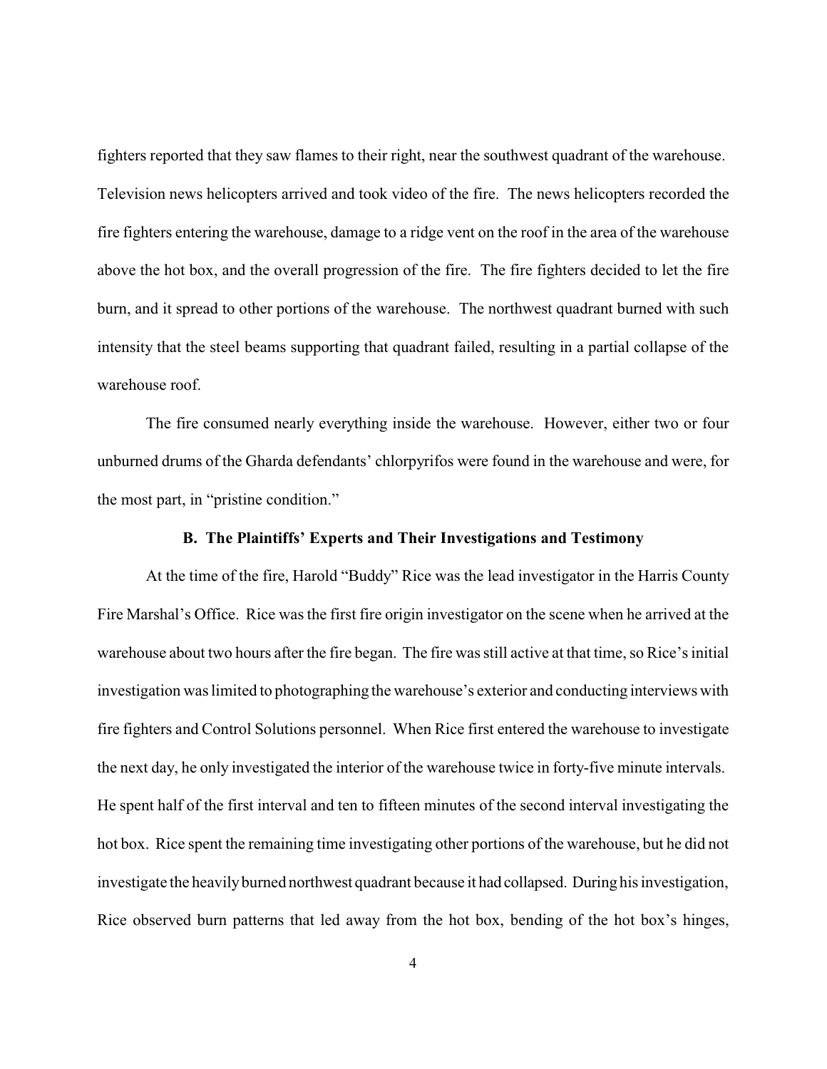fighters reported that they saw flames to their right, near the southwest quadrant of the warehouse. Television news helicopters arrived and took video of the fire. The news helicopters recorded the fire fighters entering the warehouse, damage to a ridge vent on the roof in the area of the warehouse above the hot box, and the overall progression of the fire. The fire fighters decided to let the fire burn, and it spread to other portions of the warehouse. The northwest quadrant burned with such intensity that the steel beams supporting that quadrant failed, resulting in a partial collapse of the warehouse roof.

The fire consumed nearly everything inside the warehouse. However, either two or four unburned drums of the Gharda defendants' chlorpyrifos were found in the warehouse and were, for the most part, in "pristine condition."

### B. The Plaintiffs' Experts and Their Investigations and Testimony

At the time of the fire, Harold "Buddy" Rice was the lead investigator in the Harris County Fire Marshal's Office. Rice was the first fire origin investigator on the scene when he arrived at the warehouse about two hours after the fire began. The fire was still active at that time, so Rice's initial investigation was limited to photographing the warehouse's exterior and conducting interviews with fire fighters and Control Solutions personnel. When Rice first entered the warehouse to investigate the next day, he only investigated the interior of the warehouse twice in forty-five minute intervals. He spent half of the first interval and ten to fifteen minutes of the second interval investigating the hot box. Rice spent the remaining time investigating other portions of the warehouse, but he did not investigate the heavily burned northwest quadrant because it had collapsed. During his investigation, Rice observed burn patterns that led away from the hot box, bending of the hot box's hinges,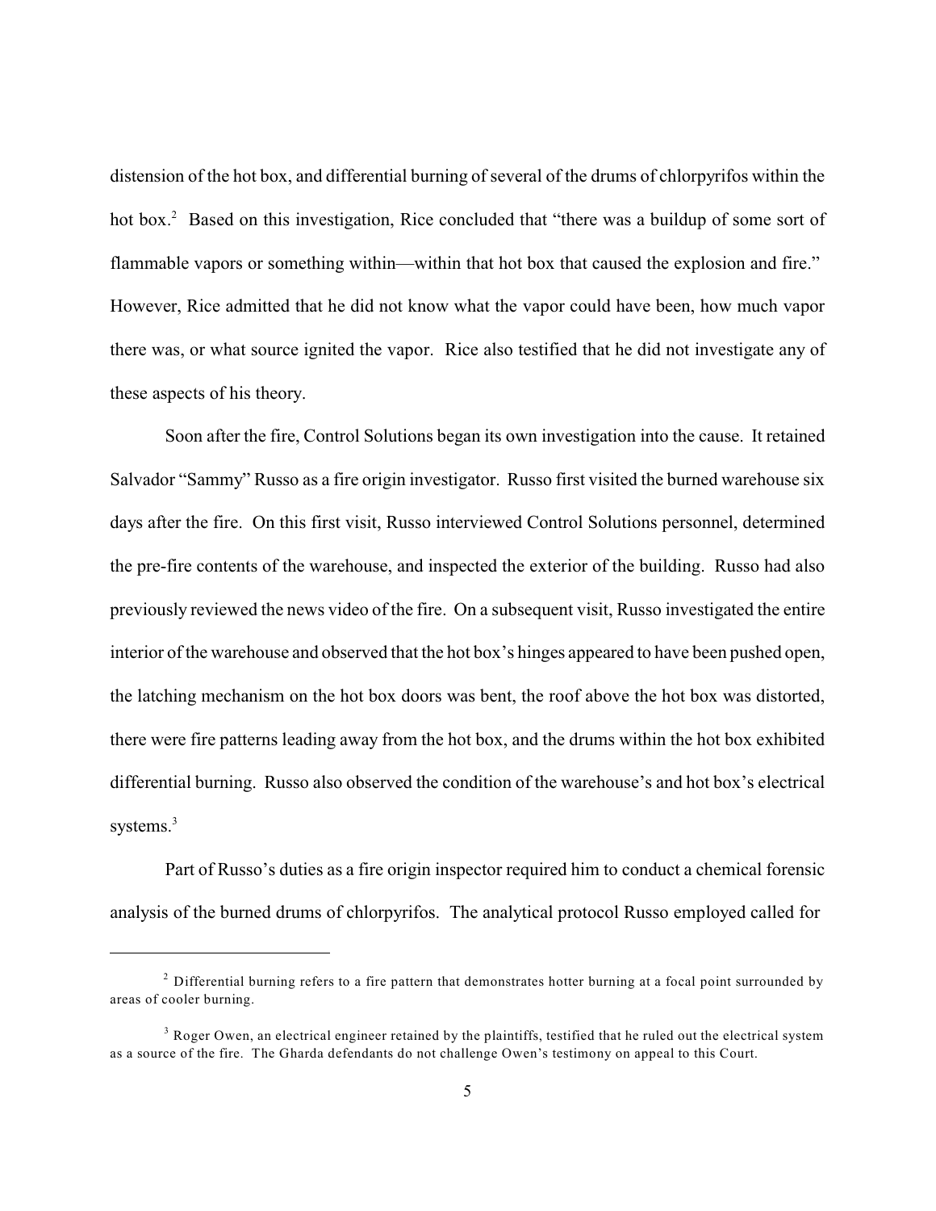distension of the hot box, and differential burning of several of the drums of chlorpyrifos within the hot box.[2] Based on this investigation, Rice concluded that "there was a buildup of some sort of flammable vapors or something within—within that hot box that caused the explosion and fire." However, Rice admitted that he did not know what the vapor could have been, how much vapor there was, or what source ignited the vapor. Rice also testified that he did not investigate any of these aspects of his theory.

Soon after the fire, Control Solutions began its own investigation into the cause. It retained Salvador "Sammy" Russo as a fire origin investigator. Russo first visited the burned warehouse six days after the fire. On this first visit, Russo interviewed Control Solutions personnel, determined the pre-fire contents of the warehouse, and inspected the exterior of the building. Russo had also previously reviewed the news video of the fire. On a subsequent visit, Russo investigated the entire interior of the warehouse and observed that the hot box's hinges appeared to have been pushed open, the latching mechanism on the hot box doors was bent, the roof above the hot box was distorted, there were fire patterns leading away from the hot box, and the drums within the hot box exhibited differential burning. Russo also observed the condition of the warehouse's and hot box's electrical systems.[3]

Part of Russo's duties as a fire origin inspector required him to conduct a chemical forensic analysis of the burned drums of chlorpyrifos. The analytical protocol Russo employed called for

---

[2] Differential burning refers to a fire pattern that demonstrates hotter burning at a focal point surrounded by areas of cooler burning.

[3] Roger Owen, an electrical engineer retained by the plaintiffs, testified that he ruled out the electrical system as a source of the fire. The Gharda defendants do not challenge Owen's testimony on appeal to this Court.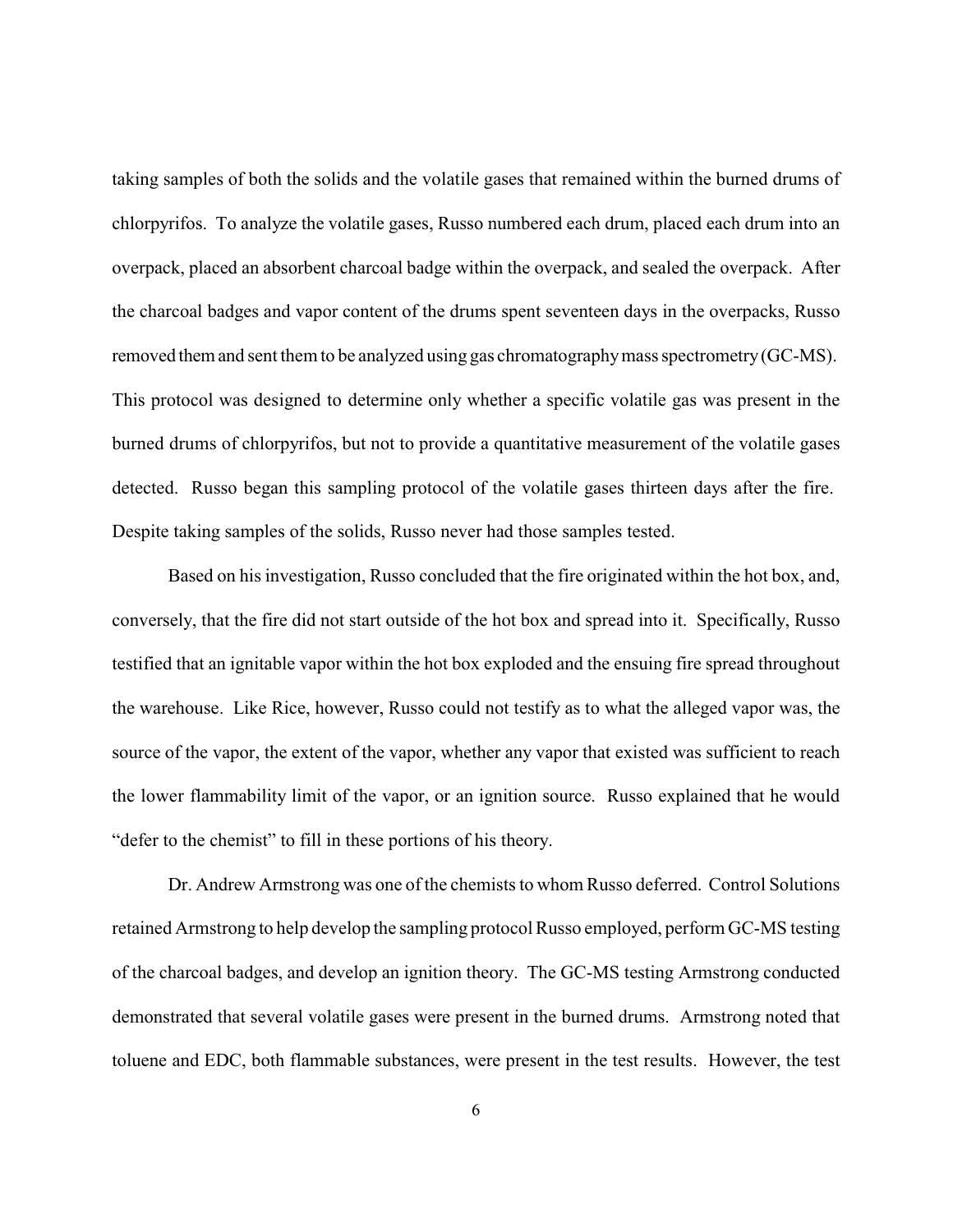taking samples of both the solids and the volatile gases that remained within the burned drums of chlorpyrifos. To analyze the volatile gases, Russo numbered each drum, placed each drum into an overpack, placed an absorbent charcoal badge within the overpack, and sealed the overpack. After the charcoal badges and vapor content of the drums spent seventeen days in the overpacks, Russo removed them and sent them to be analyzed using gas chromatography mass spectrometry (GC-MS). This protocol was designed to determine only whether a specific volatile gas was present in the burned drums of chlorpyrifos, but not to provide a quantitative measurement of the volatile gases detected. Russo began this sampling protocol of the volatile gases thirteen days after the fire. Despite taking samples of the solids, Russo never had those samples tested.

Based on his investigation, Russo concluded that the fire originated within the hot box, and, conversely, that the fire did not start outside of the hot box and spread into it. Specifically, Russo testified that an ignitable vapor within the hot box exploded and the ensuing fire spread throughout the warehouse. Like Rice, however, Russo could not testify as to what the alleged vapor was, the source of the vapor, the extent of the vapor, whether any vapor that existed was sufficient to reach the lower flammability limit of the vapor, or an ignition source. Russo explained that he would "defer to the chemist" to fill in these portions of his theory.

Dr. Andrew Armstrong was one of the chemists to whom Russo deferred. Control Solutions retained Armstrong to help develop the sampling protocol Russo employed, perform GC-MS testing of the charcoal badges, and develop an ignition theory. The GC-MS testing Armstrong conducted demonstrated that several volatile gases were present in the burned drums. Armstrong noted that toluene and EDC, both flammable substances, were present in the test results. However, the test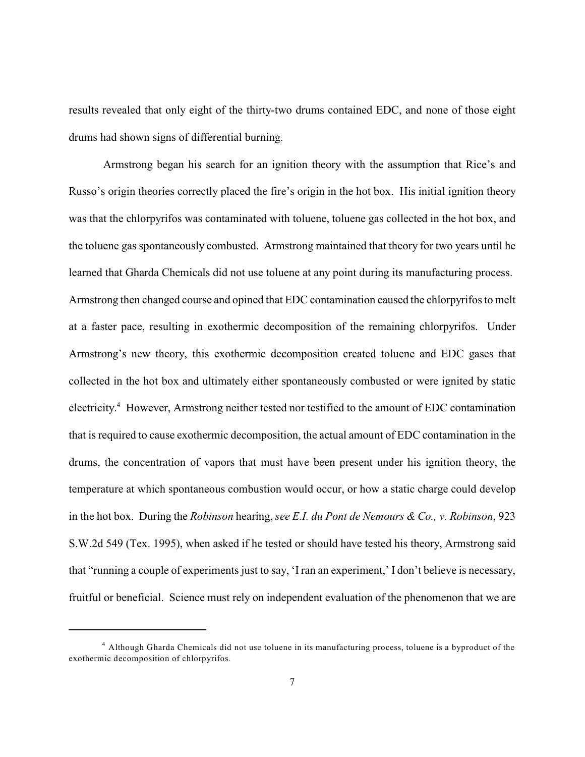results revealed that only eight of the thirty-two drums contained EDC, and none of those eight drums had shown signs of differential burning.

Armstrong began his search for an ignition theory with the assumption that Rice's and Russo's origin theories correctly placed the fire's origin in the hot box. His initial ignition theory was that the chlorpyrifos was contaminated with toluene, toluene gas collected in the hot box, and the toluene gas spontaneously combusted. Armstrong maintained that theory for two years until he learned that Gharda Chemicals did not use toluene at any point during its manufacturing process. Armstrong then changed course and opined that EDC contamination caused the chlorpyrifos to melt at a faster pace, resulting in exothermic decomposition of the remaining chlorpyrifos. Under Armstrong's new theory, this exothermic decomposition created toluene and EDC gases that collected in the hot box and ultimately either spontaneously combusted or were ignited by static electricity.[4] However, Armstrong neither tested nor testified to the amount of EDC contamination that is required to cause exothermic decomposition, the actual amount of EDC contamination in the drums, the concentration of vapors that must have been present under his ignition theory, the temperature at which spontaneous combustion would occur, or how a static charge could develop in the hot box. During the *Robinson* hearing, *see E.I. du Pont de Nemours & Co., v. Robinson*, 923 S.W.2d 549 (Tex. 1995), when asked if he tested or should have tested his theory, Armstrong said that "running a couple of experiments just to say, 'I ran an experiment,' I don't believe is necessary, fruitful or beneficial. Science must rely on independent evaluation of the phenomenon that we are

---

[4] Although Gharda Chemicals did not use toluene in its manufacturing process, toluene is a byproduct of the exothermic decomposition of chlorpyrifos.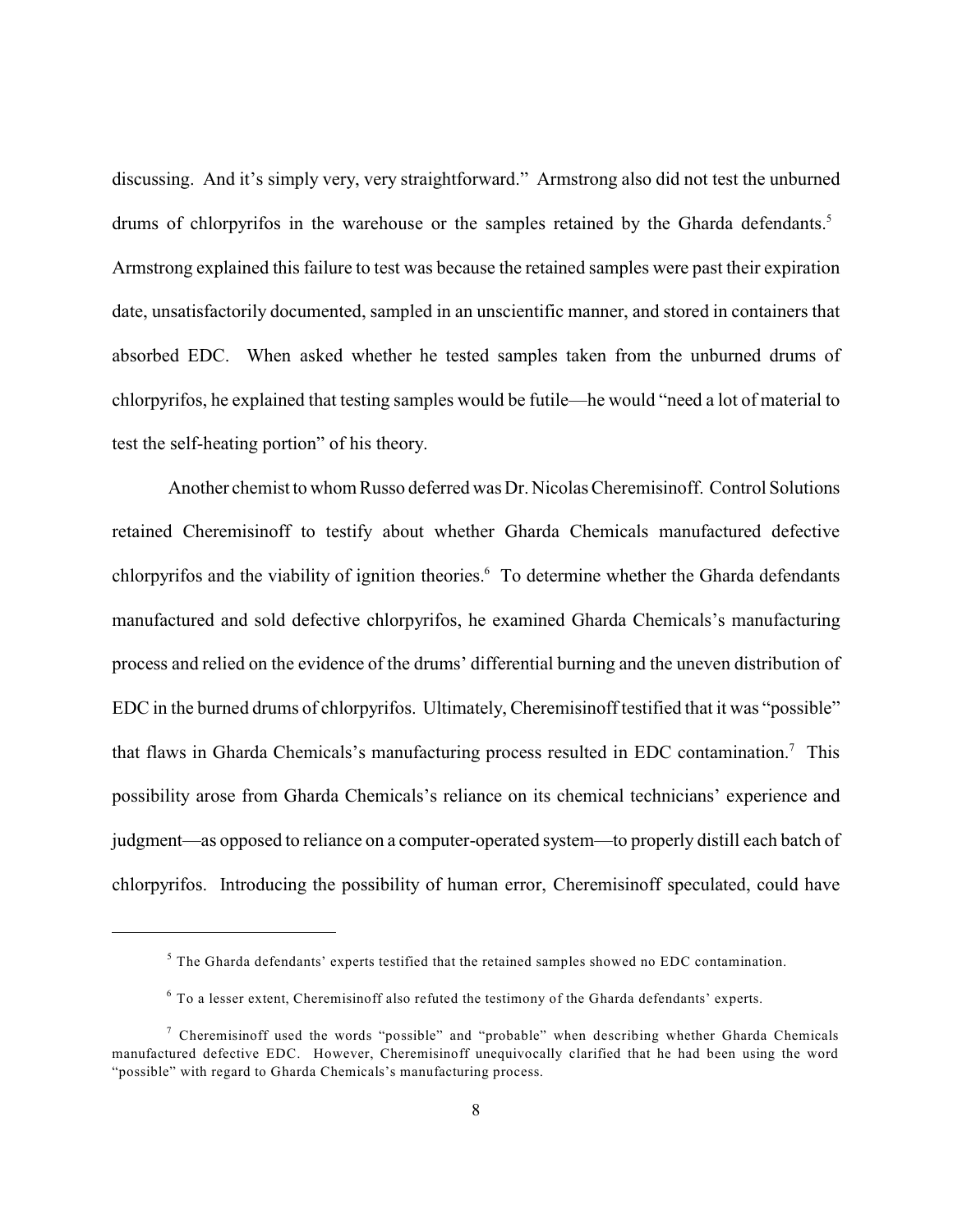discussing. And it's simply very, very straightforward." Armstrong also did not test the unburned drums of chlorpyrifos in the warehouse or the samples retained by the Gharda defendants.[5] Armstrong explained this failure to test was because the retained samples were past their expiration date, unsatisfactorily documented, sampled in an unscientific manner, and stored in containers that absorbed EDC. When asked whether he tested samples taken from the unburned drums of chlorpyrifos, he explained that testing samples would be futile—he would "need a lot of material to test the self-heating portion" of his theory.

Another chemist to whom Russo deferred was Dr. Nicolas Cheremisinoff. Control Solutions retained Cheremisinoff to testify about whether Gharda Chemicals manufactured defective chlorpyrifos and the viability of ignition theories.[6] To determine whether the Gharda defendants manufactured and sold defective chlorpyrifos, he examined Gharda Chemicals's manufacturing process and relied on the evidence of the drums' differential burning and the uneven distribution of EDC in the burned drums of chlorpyrifos. Ultimately, Cheremisinoff testified that it was "possible" that flaws in Gharda Chemicals's manufacturing process resulted in EDC contamination.[7] This possibility arose from Gharda Chemicals's reliance on its chemical technicians' experience and judgment—as opposed to reliance on a computer-operated system—to properly distill each batch of chlorpyrifos. Introducing the possibility of human error, Cheremisinoff speculated, could have

---

[5] The Gharda defendants' experts testified that the retained samples showed no EDC contamination.

[6] To a lesser extent, Cheremisinoff also refuted the testimony of the Gharda defendants' experts.

[7] Cheremisinoff used the words "possible" and "probable" when describing whether Gharda Chemicals manufactured defective EDC. However, Cheremisinoff unequivocally clarified that he had been using the word "possible" with regard to Gharda Chemicals's manufacturing process.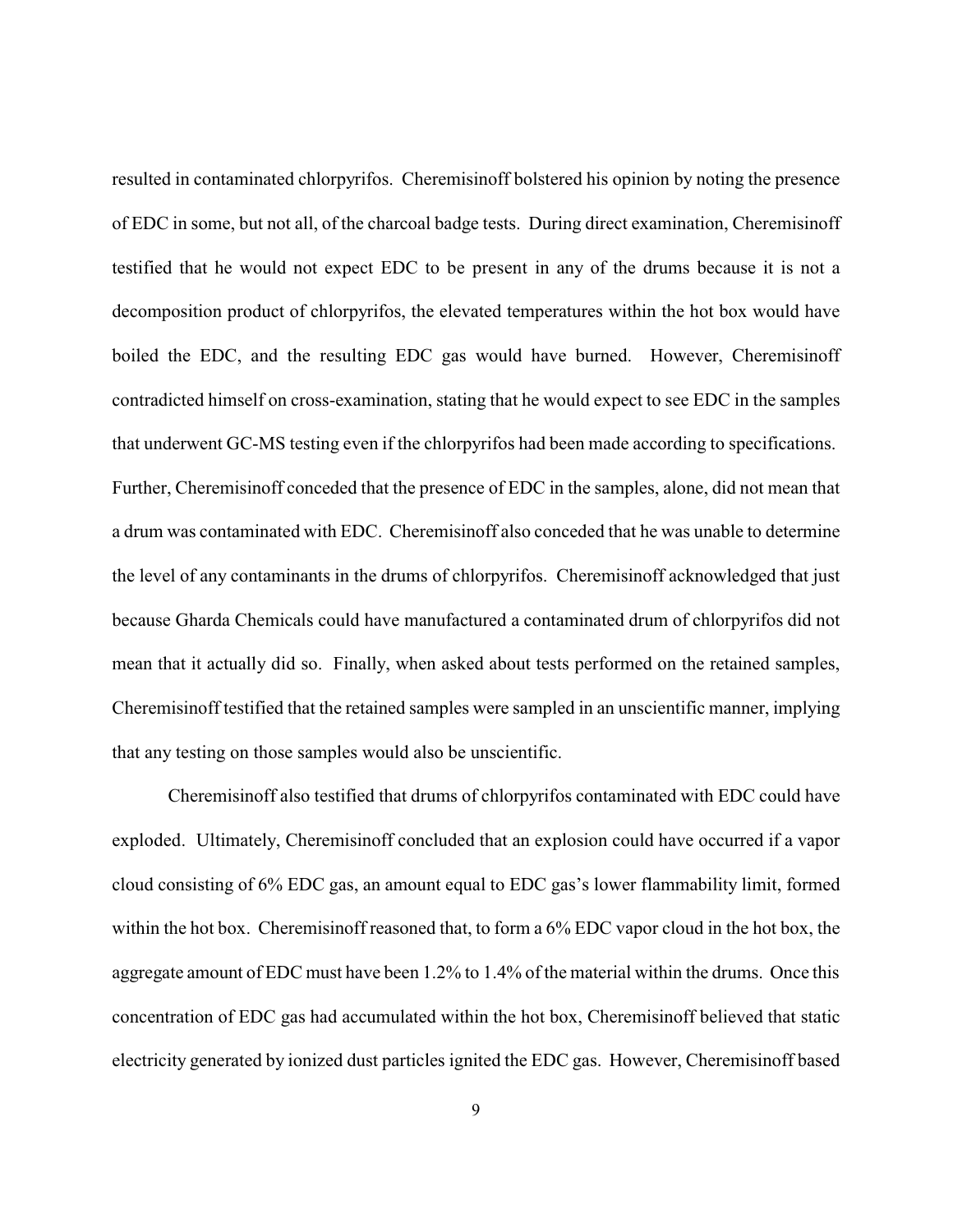resulted in contaminated chlorpyrifos. Cheremisinoff bolstered his opinion by noting the presence of EDC in some, but not all, of the charcoal badge tests. During direct examination, Cheremisinoff testified that he would not expect EDC to be present in any of the drums because it is not a decomposition product of chlorpyrifos, the elevated temperatures within the hot box would have boiled the EDC, and the resulting EDC gas would have burned. However, Cheremisinoff contradicted himself on cross-examination, stating that he would expect to see EDC in the samples that underwent GC-MS testing even if the chlorpyrifos had been made according to specifications. Further, Cheremisinoff conceded that the presence of EDC in the samples, alone, did not mean that a drum was contaminated with EDC. Cheremisinoff also conceded that he was unable to determine the level of any contaminants in the drums of chlorpyrifos. Cheremisinoff acknowledged that just because Gharda Chemicals could have manufactured a contaminated drum of chlorpyrifos did not mean that it actually did so. Finally, when asked about tests performed on the retained samples, Cheremisinoff testified that the retained samples were sampled in an unscientific manner, implying that any testing on those samples would also be unscientific.

Cheremisinoff also testified that drums of chlorpyrifos contaminated with EDC could have exploded. Ultimately, Cheremisinoff concluded that an explosion could have occurred if a vapor cloud consisting of 6% EDC gas, an amount equal to EDC gas's lower flammability limit, formed within the hot box. Cheremisinoff reasoned that, to form a 6% EDC vapor cloud in the hot box, the aggregate amount of EDC must have been 1.2% to 1.4% of the material within the drums. Once this concentration of EDC gas had accumulated within the hot box, Cheremisinoff believed that static electricity generated by ionized dust particles ignited the EDC gas. However, Cheremisinoff based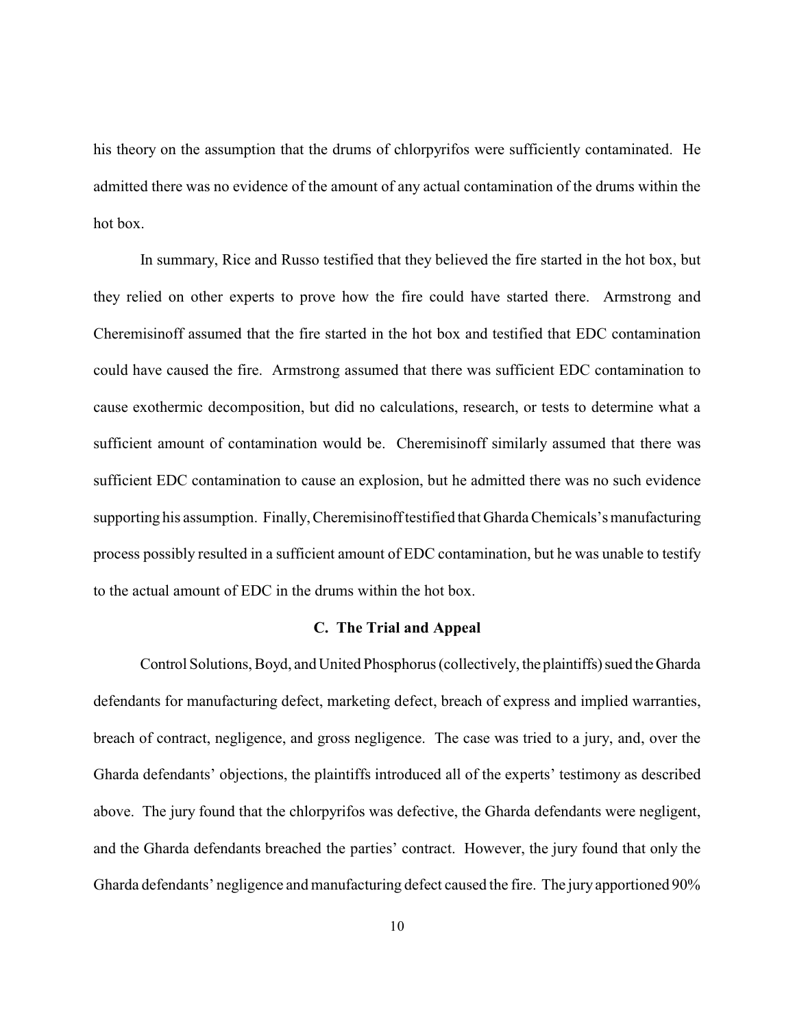his theory on the assumption that the drums of chlorpyrifos were sufficiently contaminated. He admitted there was no evidence of the amount of any actual contamination of the drums within the hot box.

In summary, Rice and Russo testified that they believed the fire started in the hot box, but they relied on other experts to prove how the fire could have started there. Armstrong and Cheremisinoff assumed that the fire started in the hot box and testified that EDC contamination could have caused the fire. Armstrong assumed that there was sufficient EDC contamination to cause exothermic decomposition, but did no calculations, research, or tests to determine what a sufficient amount of contamination would be. Cheremisinoff similarly assumed that there was sufficient EDC contamination to cause an explosion, but he admitted there was no such evidence supporting his assumption. Finally, Cheremisinoff testified that Gharda Chemicals's manufacturing process possibly resulted in a sufficient amount of EDC contamination, but he was unable to testify to the actual amount of EDC in the drums within the hot box.

### C. The Trial and Appeal

Control Solutions, Boyd, and United Phosphorus (collectively, the plaintiffs) sued the Gharda defendants for manufacturing defect, marketing defect, breach of express and implied warranties, breach of contract, negligence, and gross negligence. The case was tried to a jury, and, over the Gharda defendants' objections, the plaintiffs introduced all of the experts' testimony as described above. The jury found that the chlorpyrifos was defective, the Gharda defendants were negligent, and the Gharda defendants breached the parties' contract. However, the jury found that only the Gharda defendants' negligence and manufacturing defect caused the fire. The jury apportioned 90%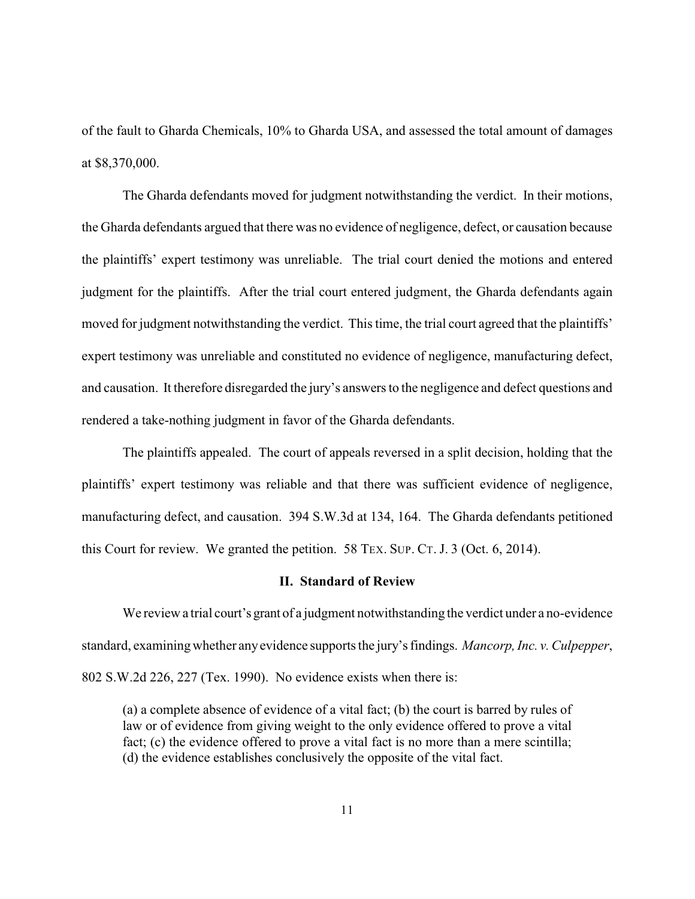of the fault to Gharda Chemicals, 10% to Gharda USA, and assessed the total amount of damages at $8,370,000.

The Gharda defendants moved for judgment notwithstanding the verdict. In their motions, the Gharda defendants argued that there was no evidence of negligence, defect, or causation because the plaintiffs' expert testimony was unreliable. The trial court denied the motions and entered judgment for the plaintiffs. After the trial court entered judgment, the Gharda defendants again moved for judgment notwithstanding the verdict. This time, the trial court agreed that the plaintiffs' expert testimony was unreliable and constituted no evidence of negligence, manufacturing defect, and causation. It therefore disregarded the jury's answers to the negligence and defect questions and rendered a take-nothing judgment in favor of the Gharda defendants.

The plaintiffs appealed. The court of appeals reversed in a split decision, holding that the plaintiffs' expert testimony was reliable and that there was sufficient evidence of negligence, manufacturing defect, and causation. 394 S.W.3d at 134, 164. The Gharda defendants petitioned this Court for review. We granted the petition. 58 TEX. SUP. CT. J. 3 (Oct. 6, 2014).

## II. Standard of Review

We review a trial court's grant of a judgment notwithstanding the verdict under a no-evidence standard, examining whether any evidence supports the jury's findings. *Mancorp, Inc. v. Culpepper*, 802 S.W.2d 226, 227 (Tex. 1990). No evidence exists when there is:

> (a) a complete absence of evidence of a vital fact; (b) the court is barred by rules of law or of evidence from giving weight to the only evidence offered to prove a vital fact; (c) the evidence offered to prove a vital fact is no more than a mere scintilla; (d) the evidence establishes conclusively the opposite of the vital fact.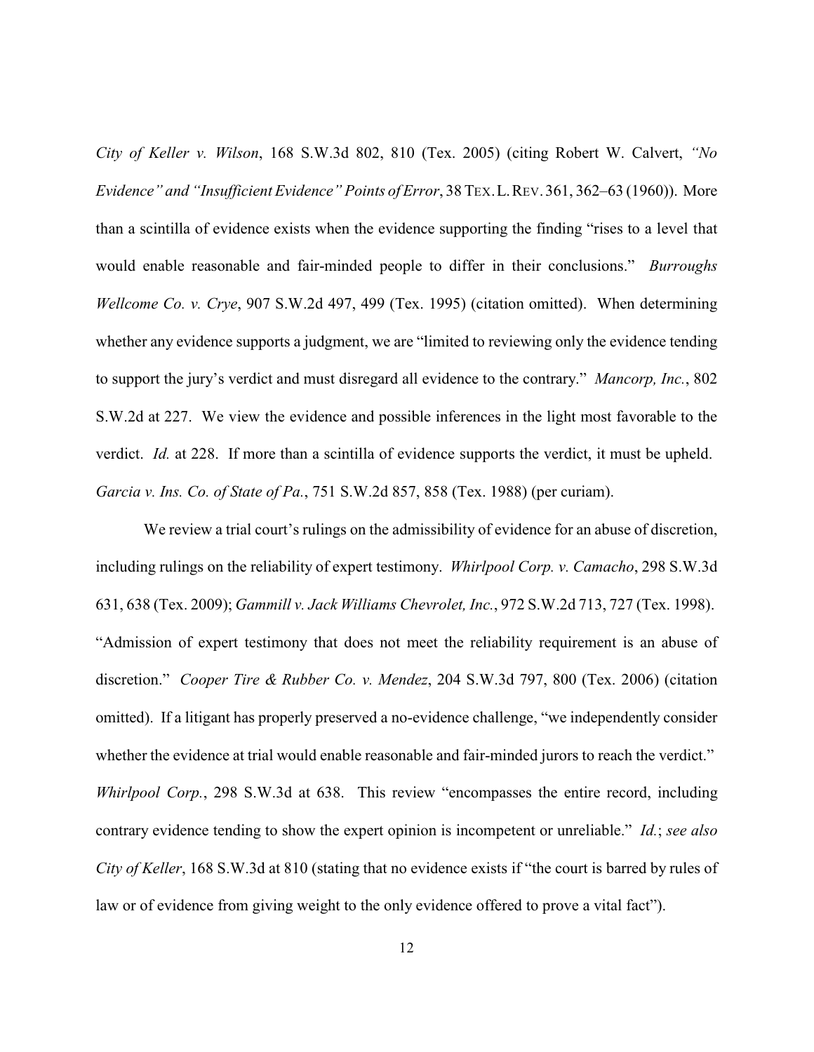*City of Keller v. Wilson*, 168 S.W.3d 802, 810 (Tex. 2005) (citing Robert W. Calvert, *"No Evidence" and "Insufficient Evidence" Points of Error*, 38 TEX. L. REV. 361, 362–63 (1960)). More than a scintilla of evidence exists when the evidence supporting the finding "rises to a level that would enable reasonable and fair-minded people to differ in their conclusions." *Burroughs Wellcome Co. v. Crye*, 907 S.W.2d 497, 499 (Tex. 1995) (citation omitted). When determining whether any evidence supports a judgment, we are "limited to reviewing only the evidence tending to support the jury's verdict and must disregard all evidence to the contrary." *Mancorp, Inc.*, 802 S.W.2d at 227. We view the evidence and possible inferences in the light most favorable to the verdict. *Id.* at 228. If more than a scintilla of evidence supports the verdict, it must be upheld. *Garcia v. Ins. Co. of State of Pa.*, 751 S.W.2d 857, 858 (Tex. 1988) (per curiam).

We review a trial court's rulings on the admissibility of evidence for an abuse of discretion, including rulings on the reliability of expert testimony. *Whirlpool Corp. v. Camacho*, 298 S.W.3d 631, 638 (Tex. 2009); *Gammill v. Jack Williams Chevrolet, Inc.*, 972 S.W.2d 713, 727 (Tex. 1998). "Admission of expert testimony that does not meet the reliability requirement is an abuse of discretion." *Cooper Tire & Rubber Co. v. Mendez*, 204 S.W.3d 797, 800 (Tex. 2006) (citation omitted). If a litigant has properly preserved a no-evidence challenge, "we independently consider whether the evidence at trial would enable reasonable and fair-minded jurors to reach the verdict." *Whirlpool Corp.*, 298 S.W.3d at 638. This review "encompasses the entire record, including contrary evidence tending to show the expert opinion is incompetent or unreliable." *Id.*; *see also City of Keller*, 168 S.W.3d at 810 (stating that no evidence exists if "the court is barred by rules of law or of evidence from giving weight to the only evidence offered to prove a vital fact").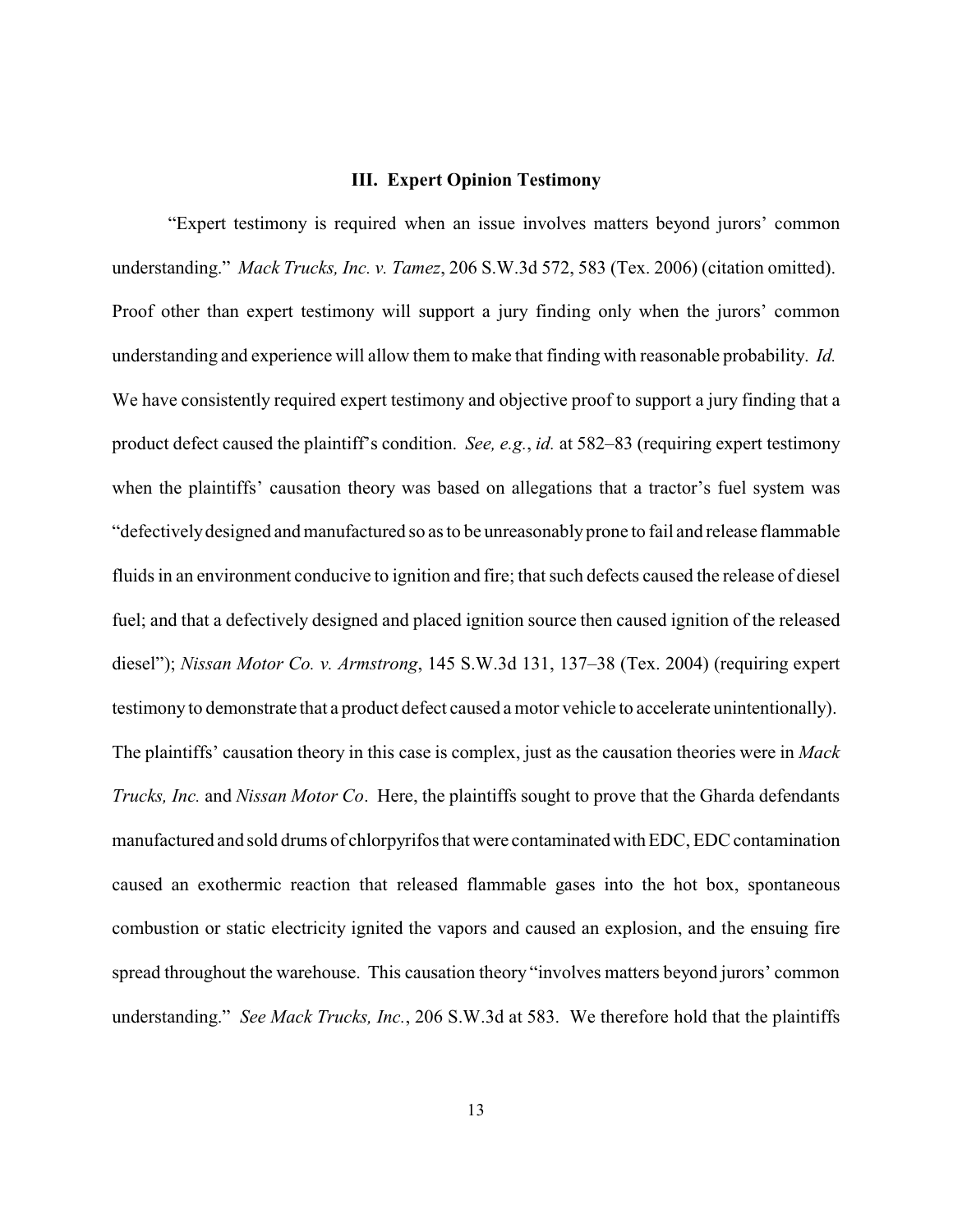### III. Expert Opinion Testimony

"Expert testimony is required when an issue involves matters beyond jurors' common understanding." *Mack Trucks, Inc. v. Tamez*, 206 S.W.3d 572, 583 (Tex. 2006) (citation omitted). Proof other than expert testimony will support a jury finding only when the jurors' common understanding and experience will allow them to make that finding with reasonable probability. *Id.* We have consistently required expert testimony and objective proof to support a jury finding that a product defect caused the plaintiff's condition. *See, e.g.*, *id.* at 582–83 (requiring expert testimony when the plaintiffs' causation theory was based on allegations that a tractor's fuel system was "defectively designed and manufactured so as to be unreasonably prone to fail and release flammable fluids in an environment conducive to ignition and fire; that such defects caused the release of diesel fuel; and that a defectively designed and placed ignition source then caused ignition of the released diesel"); *Nissan Motor Co. v. Armstrong*, 145 S.W.3d 131, 137–38 (Tex. 2004) (requiring expert testimony to demonstrate that a product defect caused a motor vehicle to accelerate unintentionally). The plaintiffs' causation theory in this case is complex, just as the causation theories were in *Mack Trucks, Inc.* and *Nissan Motor Co*. Here, the plaintiffs sought to prove that the Gharda defendants manufactured and sold drums of chlorpyrifos that were contaminated with EDC, EDC contamination caused an exothermic reaction that released flammable gases into the hot box, spontaneous combustion or static electricity ignited the vapors and caused an explosion, and the ensuing fire spread throughout the warehouse. This causation theory "involves matters beyond jurors' common understanding." *See Mack Trucks, Inc.*, 206 S.W.3d at 583. We therefore hold that the plaintiffs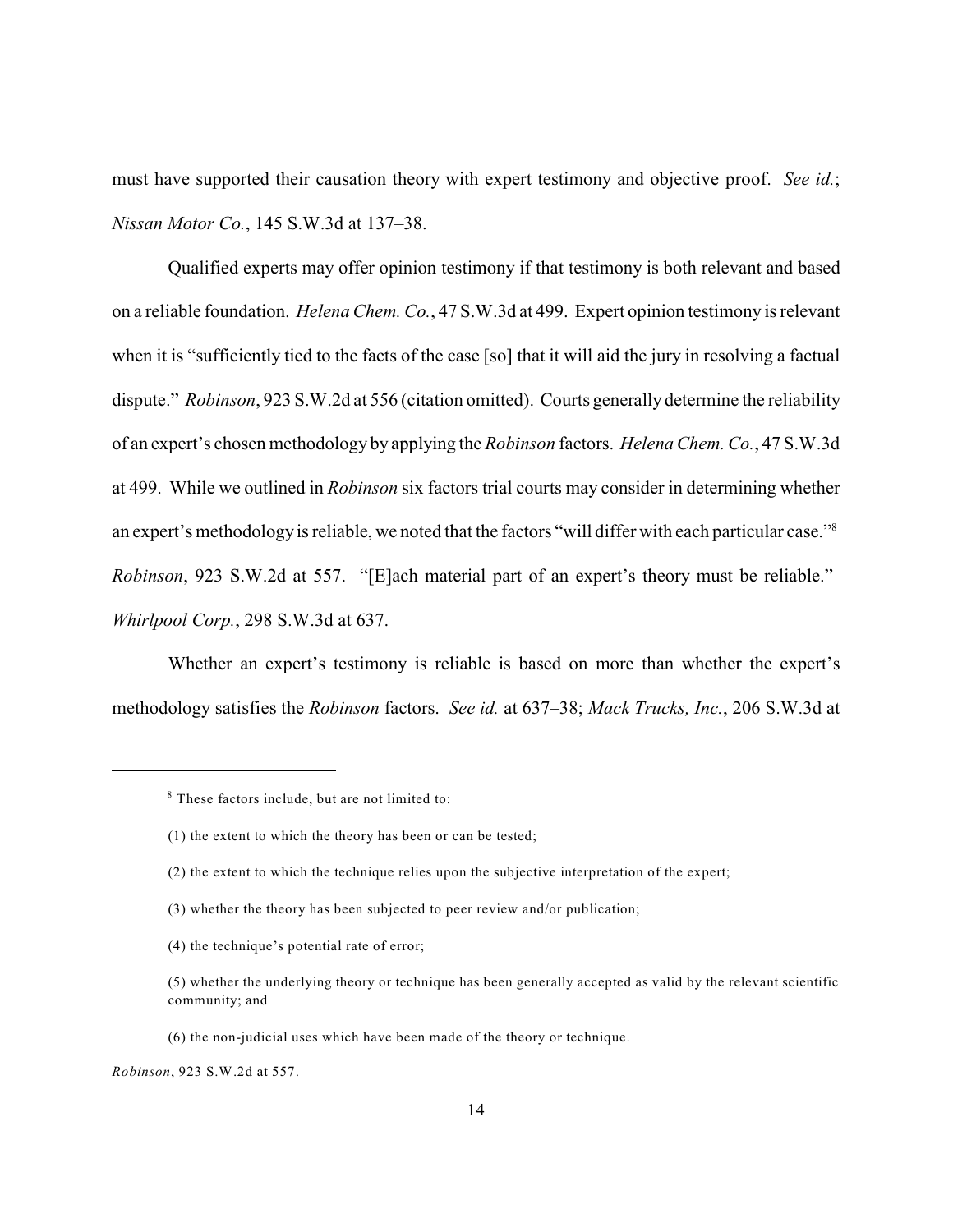must have supported their causation theory with expert testimony and objective proof. *See id.*; *Nissan Motor Co.*, 145 S.W.3d at 137–38.

Qualified experts may offer opinion testimony if that testimony is both relevant and based on a reliable foundation. *Helena Chem. Co.*, 47 S.W.3d at 499. Expert opinion testimony is relevant when it is "sufficiently tied to the facts of the case [so] that it will aid the jury in resolving a factual dispute." *Robinson*, 923 S.W.2d at 556 (citation omitted). Courts generally determine the reliability of an expert's chosen methodology by applying the *Robinson* factors. *Helena Chem. Co.*, 47 S.W.3d at 499. While we outlined in *Robinson* six factors trial courts may consider in determining whether an expert's methodology is reliable, we noted that the factors "will differ with each particular case."[8] *Robinson*, 923 S.W.2d at 557. "[E]ach material part of an expert's theory must be reliable." *Whirlpool Corp.*, 298 S.W.3d at 637.

Whether an expert's testimony is reliable is based on more than whether the expert's methodology satisfies the *Robinson* factors. *See id.* at 637–38; *Mack Trucks, Inc.*, 206 S.W.3d at

---

[8] These factors include, but are not limited to:

(1) the extent to which the theory has been or can be tested;

(2) the extent to which the technique relies upon the subjective interpretation of the expert;

(3) whether the theory has been subjected to peer review and/or publication;

(4) the technique's potential rate of error;

(5) whether the underlying theory or technique has been generally accepted as valid by the relevant scientific community; and

(6) the non-judicial uses which have been made of the theory or technique.

*Robinson*, 923 S.W.2d at 557.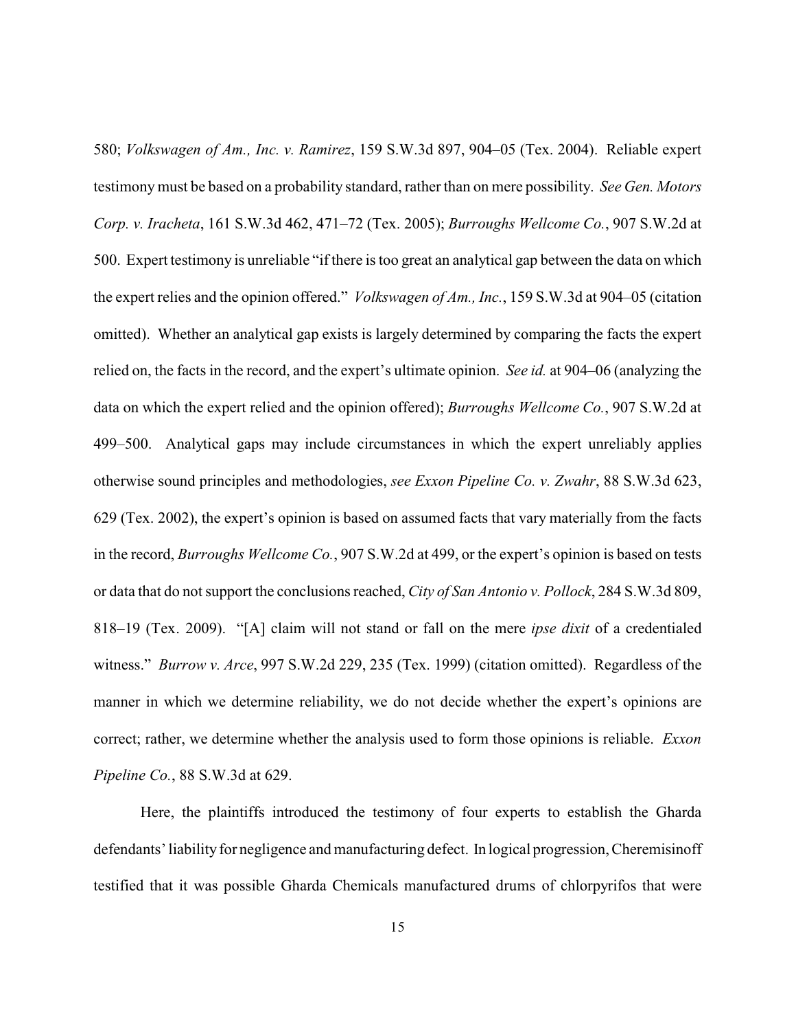580; *Volkswagen of Am., Inc. v. Ramirez*, 159 S.W.3d 897, 904–05 (Tex. 2004). Reliable expert testimony must be based on a probability standard, rather than on mere possibility. *See Gen. Motors Corp. v. Iracheta*, 161 S.W.3d 462, 471–72 (Tex. 2005); *Burroughs Wellcome Co.*, 907 S.W.2d at 500. Expert testimony is unreliable "if there is too great an analytical gap between the data on which the expert relies and the opinion offered." *Volkswagen of Am., Inc.*, 159 S.W.3d at 904–05 (citation omitted). Whether an analytical gap exists is largely determined by comparing the facts the expert relied on, the facts in the record, and the expert's ultimate opinion. *See id.* at 904–06 (analyzing the data on which the expert relied and the opinion offered); *Burroughs Wellcome Co.*, 907 S.W.2d at 499–500. Analytical gaps may include circumstances in which the expert unreliably applies otherwise sound principles and methodologies, *see Exxon Pipeline Co. v. Zwahr*, 88 S.W.3d 623, 629 (Tex. 2002), the expert's opinion is based on assumed facts that vary materially from the facts in the record, *Burroughs Wellcome Co.*, 907 S.W.2d at 499, or the expert's opinion is based on tests or data that do not support the conclusions reached, *City of San Antonio v. Pollock*, 284 S.W.3d 809, 818–19 (Tex. 2009). "[A] claim will not stand or fall on the mere *ipse dixit* of a credentialed witness." *Burrow v. Arce*, 997 S.W.2d 229, 235 (Tex. 1999) (citation omitted). Regardless of the manner in which we determine reliability, we do not decide whether the expert's opinions are correct; rather, we determine whether the analysis used to form those opinions is reliable. *Exxon Pipeline Co.*, 88 S.W.3d at 629.

Here, the plaintiffs introduced the testimony of four experts to establish the Gharda defendants' liability for negligence and manufacturing defect. In logical progression, Cheremisinoff testified that it was possible Gharda Chemicals manufactured drums of chlorpyrifos that were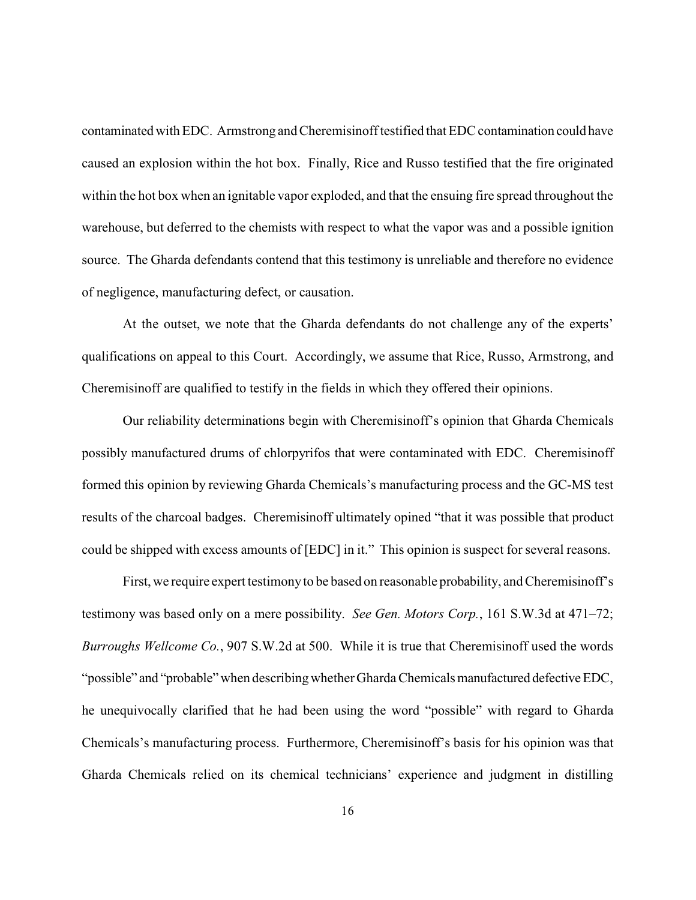contaminated with EDC. Armstrong and Cheremisinoff testified that EDC contamination could have caused an explosion within the hot box. Finally, Rice and Russo testified that the fire originated within the hot box when an ignitable vapor exploded, and that the ensuing fire spread throughout the warehouse, but deferred to the chemists with respect to what the vapor was and a possible ignition source. The Gharda defendants contend that this testimony is unreliable and therefore no evidence of negligence, manufacturing defect, or causation.

At the outset, we note that the Gharda defendants do not challenge any of the experts' qualifications on appeal to this Court. Accordingly, we assume that Rice, Russo, Armstrong, and Cheremisinoff are qualified to testify in the fields in which they offered their opinions.

Our reliability determinations begin with Cheremisinoff's opinion that Gharda Chemicals possibly manufactured drums of chlorpyrifos that were contaminated with EDC. Cheremisinoff formed this opinion by reviewing Gharda Chemicals's manufacturing process and the GC-MS test results of the charcoal badges. Cheremisinoff ultimately opined "that it was possible that product could be shipped with excess amounts of [EDC] in it." This opinion is suspect for several reasons.

First, we require expert testimony to be based on reasonable probability, and Cheremisinoff's testimony was based only on a mere possibility. *See Gen. Motors Corp.*, 161 S.W.3d at 471–72; *Burroughs Wellcome Co.*, 907 S.W.2d at 500. While it is true that Cheremisinoff used the words "possible" and "probable" when describing whether Gharda Chemicals manufactured defective EDC, he unequivocally clarified that he had been using the word "possible" with regard to Gharda Chemicals's manufacturing process. Furthermore, Cheremisinoff's basis for his opinion was that Gharda Chemicals relied on its chemical technicians' experience and judgment in distilling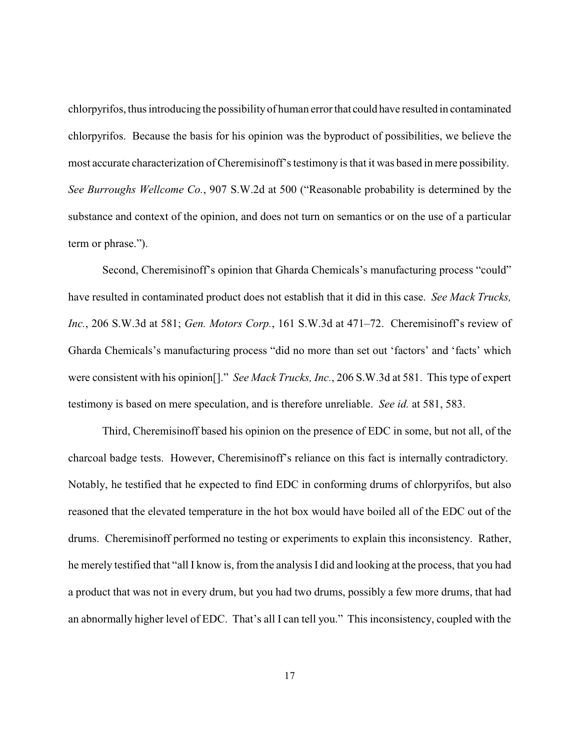chlorpyrifos, thus introducing the possibility of human error that could have resulted in contaminated chlorpyrifos. Because the basis for his opinion was the byproduct of possibilities, we believe the most accurate characterization of Cheremisinoff's testimony is that it was based in mere possibility. *See Burroughs Wellcome Co.*, 907 S.W.2d at 500 ("Reasonable probability is determined by the substance and context of the opinion, and does not turn on semantics or on the use of a particular term or phrase.").

Second, Cheremisinoff's opinion that Gharda Chemicals's manufacturing process "could" have resulted in contaminated product does not establish that it did in this case. *See Mack Trucks, Inc.*, 206 S.W.3d at 581; *Gen. Motors Corp.*, 161 S.W.3d at 471–72. Cheremisinoff's review of Gharda Chemicals's manufacturing process "did no more than set out 'factors' and 'facts' which were consistent with his opinion[]." *See Mack Trucks, Inc.*, 206 S.W.3d at 581. This type of expert testimony is based on mere speculation, and is therefore unreliable. *See id.* at 581, 583.

Third, Cheremisinoff based his opinion on the presence of EDC in some, but not all, of the charcoal badge tests. However, Cheremisinoff's reliance on this fact is internally contradictory. Notably, he testified that he expected to find EDC in conforming drums of chlorpyrifos, but also reasoned that the elevated temperature in the hot box would have boiled all of the EDC out of the drums. Cheremisinoff performed no testing or experiments to explain this inconsistency. Rather, he merely testified that "all I know is, from the analysis I did and looking at the process, that you had a product that was not in every drum, but you had two drums, possibly a few more drums, that had an abnormally higher level of EDC. That's all I can tell you." This inconsistency, coupled with the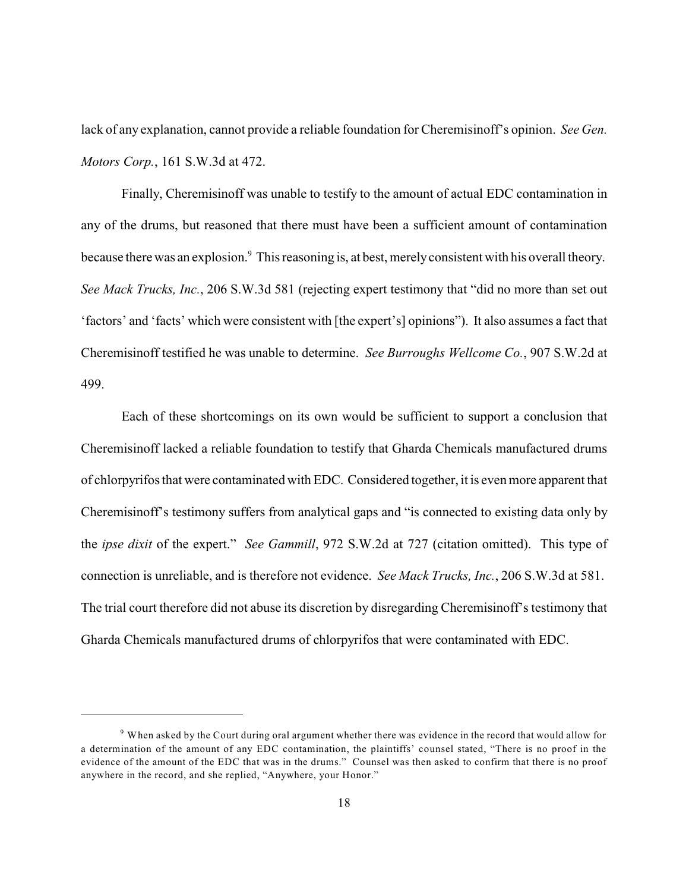lack of any explanation, cannot provide a reliable foundation for Cheremisinoff's opinion. *See Gen. Motors Corp.*, 161 S.W.3d at 472.

Finally, Cheremisinoff was unable to testify to the amount of actual EDC contamination in any of the drums, but reasoned that there must have been a sufficient amount of contamination because there was an explosion.[9] This reasoning is, at best, merely consistent with his overall theory. *See Mack Trucks, Inc.*, 206 S.W.3d 581 (rejecting expert testimony that "did no more than set out 'factors' and 'facts' which were consistent with [the expert's] opinions"). It also assumes a fact that Cheremisinoff testified he was unable to determine. *See Burroughs Wellcome Co.*, 907 S.W.2d at 499.

Each of these shortcomings on its own would be sufficient to support a conclusion that Cheremisinoff lacked a reliable foundation to testify that Gharda Chemicals manufactured drums of chlorpyrifos that were contaminated with EDC. Considered together, it is even more apparent that Cheremisinoff's testimony suffers from analytical gaps and "is connected to existing data only by the *ipse dixit* of the expert." *See Gammill*, 972 S.W.2d at 727 (citation omitted). This type of connection is unreliable, and is therefore not evidence. *See Mack Trucks, Inc.*, 206 S.W.3d at 581. The trial court therefore did not abuse its discretion by disregarding Cheremisinoff's testimony that Gharda Chemicals manufactured drums of chlorpyrifos that were contaminated with EDC.

---

[9] When asked by the Court during oral argument whether there was evidence in the record that would allow for a determination of the amount of any EDC contamination, the plaintiffs' counsel stated, "There is no proof in the evidence of the amount of the EDC that was in the drums." Counsel was then asked to confirm that there is no proof anywhere in the record, and she replied, "Anywhere, your Honor."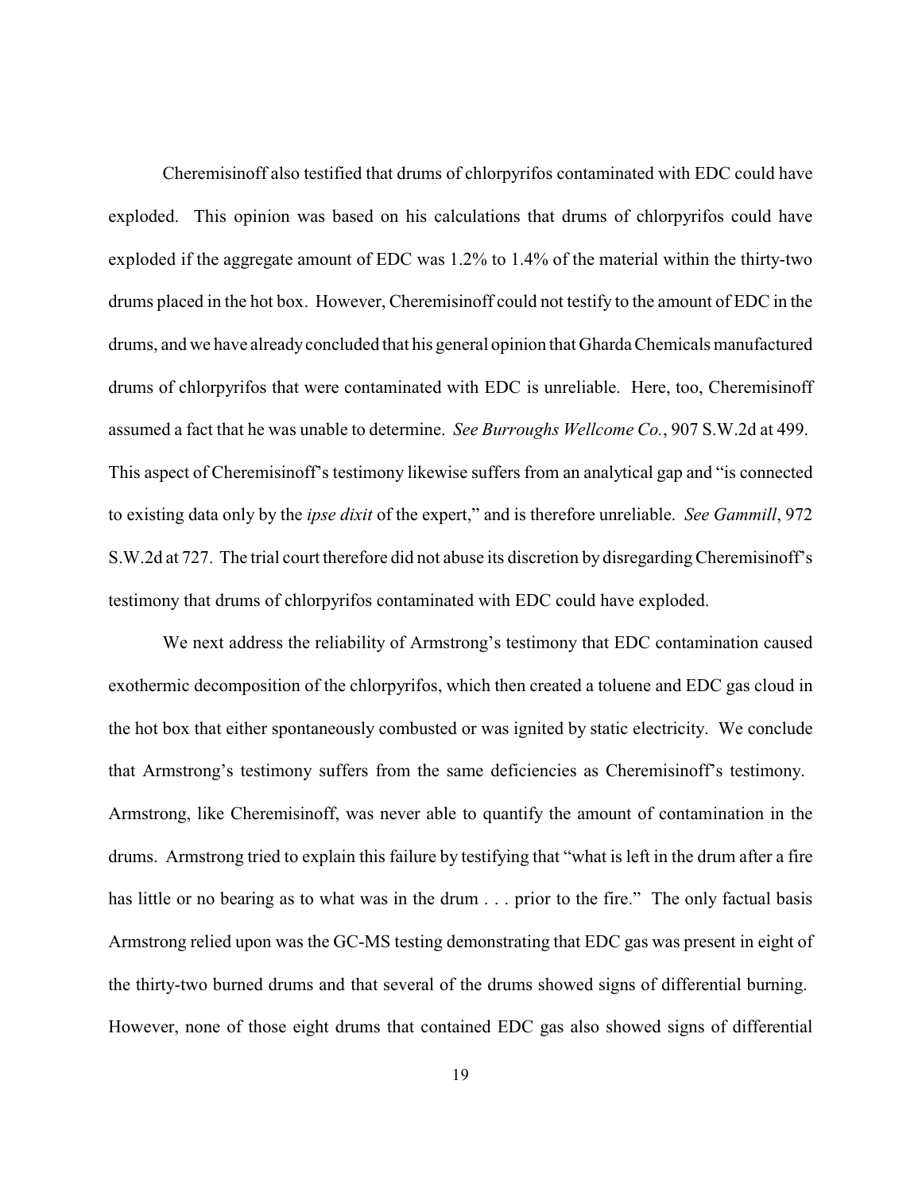Cheremisinoff also testified that drums of chlorpyrifos contaminated with EDC could have exploded. This opinion was based on his calculations that drums of chlorpyrifos could have exploded if the aggregate amount of EDC was 1.2% to 1.4% of the material within the thirty-two drums placed in the hot box. However, Cheremisinoff could not testify to the amount of EDC in the drums, and we have already concluded that his general opinion that Gharda Chemicals manufactured drums of chlorpyrifos that were contaminated with EDC is unreliable. Here, too, Cheremisinoff assumed a fact that he was unable to determine. *See Burroughs Wellcome Co.*, 907 S.W.2d at 499. This aspect of Cheremisinoff's testimony likewise suffers from an analytical gap and "is connected to existing data only by the *ipse dixit* of the expert," and is therefore unreliable. *See Gammill*, 972 S.W.2d at 727. The trial court therefore did not abuse its discretion by disregarding Cheremisinoff's testimony that drums of chlorpyrifos contaminated with EDC could have exploded.

We next address the reliability of Armstrong's testimony that EDC contamination caused exothermic decomposition of the chlorpyrifos, which then created a toluene and EDC gas cloud in the hot box that either spontaneously combusted or was ignited by static electricity. We conclude that Armstrong's testimony suffers from the same deficiencies as Cheremisinoff's testimony. Armstrong, like Cheremisinoff, was never able to quantify the amount of contamination in the drums. Armstrong tried to explain this failure by testifying that "what is left in the drum after a fire has little or no bearing as to what was in the drum . . . prior to the fire." The only factual basis Armstrong relied upon was the GC-MS testing demonstrating that EDC gas was present in eight of the thirty-two burned drums and that several of the drums showed signs of differential burning. However, none of those eight drums that contained EDC gas also showed signs of differential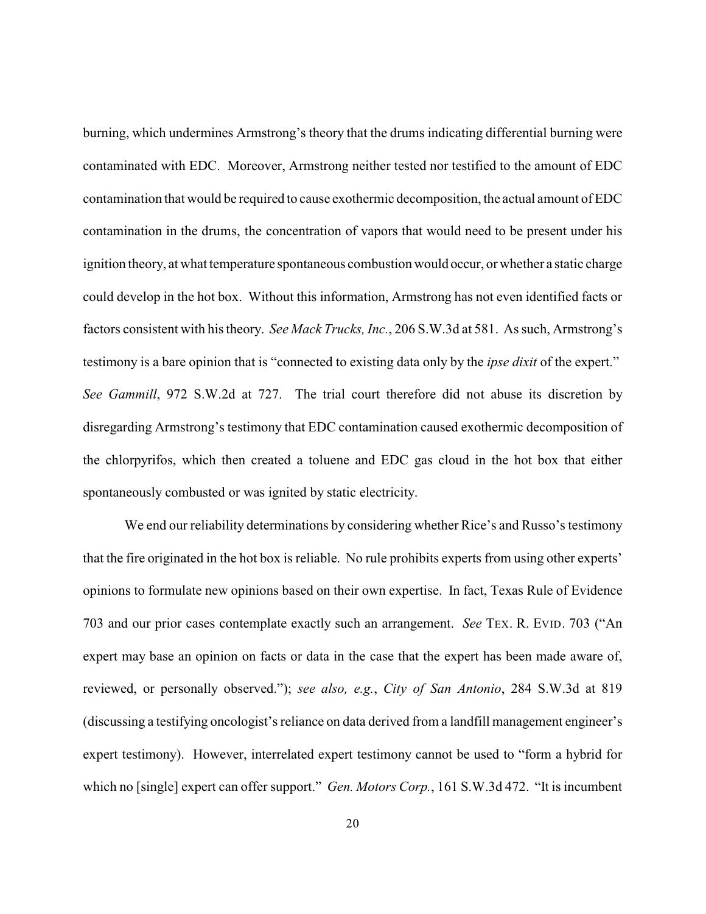burning, which undermines Armstrong's theory that the drums indicating differential burning were contaminated with EDC. Moreover, Armstrong neither tested nor testified to the amount of EDC contamination that would be required to cause exothermic decomposition, the actual amount of EDC contamination in the drums, the concentration of vapors that would need to be present under his ignition theory, at what temperature spontaneous combustion would occur, or whether a static charge could develop in the hot box. Without this information, Armstrong has not even identified facts or factors consistent with his theory. *See Mack Trucks, Inc.*, 206 S.W.3d at 581. As such, Armstrong's testimony is a bare opinion that is "connected to existing data only by the *ipse dixit* of the expert." *See Gammill*, 972 S.W.2d at 727. The trial court therefore did not abuse its discretion by disregarding Armstrong's testimony that EDC contamination caused exothermic decomposition of the chlorpyrifos, which then created a toluene and EDC gas cloud in the hot box that either spontaneously combusted or was ignited by static electricity.

We end our reliability determinations by considering whether Rice's and Russo's testimony that the fire originated in the hot box is reliable. No rule prohibits experts from using other experts' opinions to formulate new opinions based on their own expertise. In fact, Texas Rule of Evidence 703 and our prior cases contemplate exactly such an arrangement. *See* TEX. R. EVID. 703 ("An expert may base an opinion on facts or data in the case that the expert has been made aware of, reviewed, or personally observed."); *see also, e.g.*, *City of San Antonio*, 284 S.W.3d at 819 (discussing a testifying oncologist's reliance on data derived from a landfill management engineer's expert testimony). However, interrelated expert testimony cannot be used to "form a hybrid for which no [single] expert can offer support." *Gen. Motors Corp.*, 161 S.W.3d 472. "It is incumbent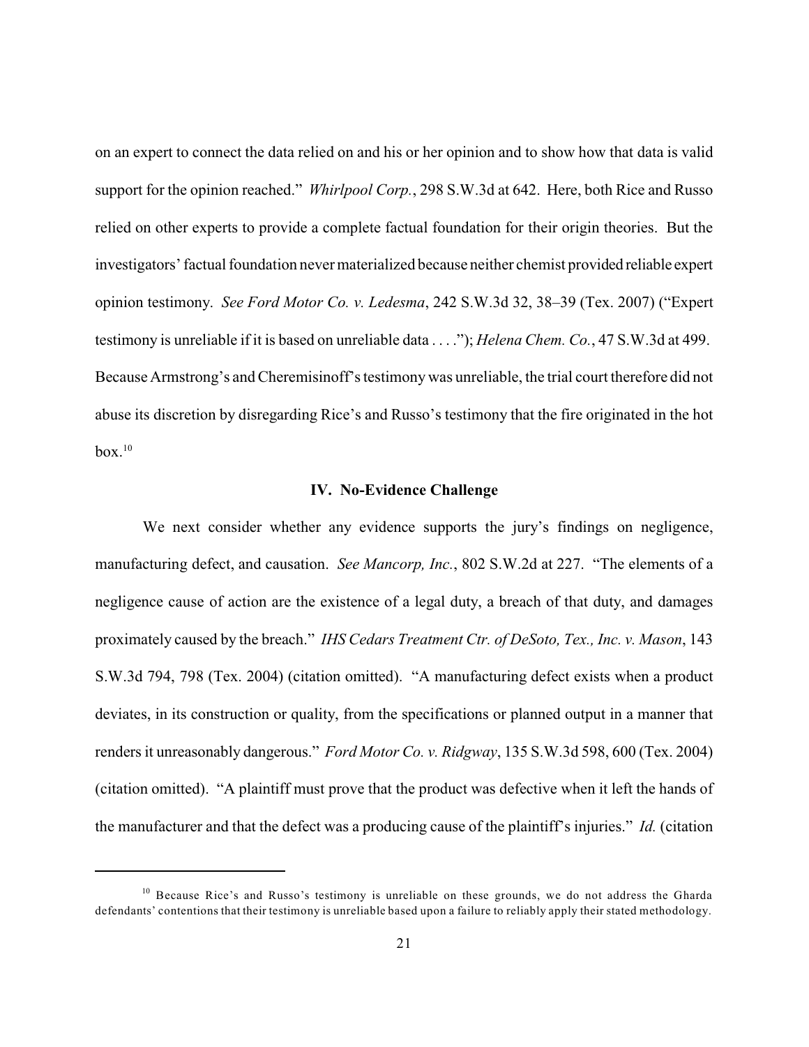on an expert to connect the data relied on and his or her opinion and to show how that data is valid support for the opinion reached." *Whirlpool Corp.*, 298 S.W.3d at 642. Here, both Rice and Russo relied on other experts to provide a complete factual foundation for their origin theories. But the investigators' factual foundation never materialized because neither chemist provided reliable expert opinion testimony. *See Ford Motor Co. v. Ledesma*, 242 S.W.3d 32, 38–39 (Tex. 2007) ("Expert testimony is unreliable if it is based on unreliable data . . . ."); *Helena Chem. Co.*, 47 S.W.3d at 499. Because Armstrong's and Cheremisinoff's testimony was unreliable, the trial court therefore did not abuse its discretion by disregarding Rice's and Russo's testimony that the fire originated in the hot box.[10]

## IV. No-Evidence Challenge

We next consider whether any evidence supports the jury's findings on negligence, manufacturing defect, and causation. *See Mancorp, Inc.*, 802 S.W.2d at 227. "The elements of a negligence cause of action are the existence of a legal duty, a breach of that duty, and damages proximately caused by the breach." *IHS Cedars Treatment Ctr. of DeSoto, Tex., Inc. v. Mason*, 143 S.W.3d 794, 798 (Tex. 2004) (citation omitted). "A manufacturing defect exists when a product deviates, in its construction or quality, from the specifications or planned output in a manner that renders it unreasonably dangerous." *Ford Motor Co. v. Ridgway*, 135 S.W.3d 598, 600 (Tex. 2004) (citation omitted). "A plaintiff must prove that the product was defective when it left the hands of the manufacturer and that the defect was a producing cause of the plaintiff's injuries." *Id.* (citation

---

[10] Because Rice's and Russo's testimony is unreliable on these grounds, we do not address the Gharda defendants' contentions that their testimony is unreliable based upon a failure to reliably apply their stated methodology.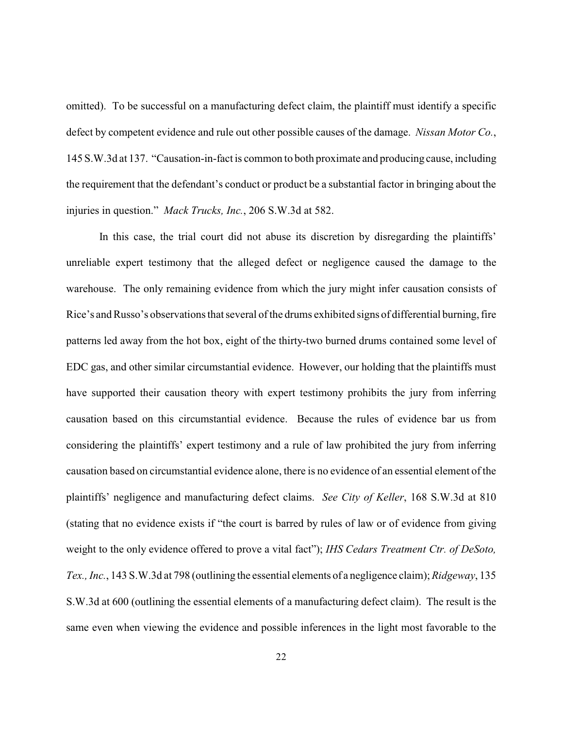omitted). To be successful on a manufacturing defect claim, the plaintiff must identify a specific defect by competent evidence and rule out other possible causes of the damage. *Nissan Motor Co.*, 145 S.W.3d at 137. "Causation-in-fact is common to both proximate and producing cause, including the requirement that the defendant's conduct or product be a substantial factor in bringing about the injuries in question." *Mack Trucks, Inc.*, 206 S.W.3d at 582.

In this case, the trial court did not abuse its discretion by disregarding the plaintiffs' unreliable expert testimony that the alleged defect or negligence caused the damage to the warehouse. The only remaining evidence from which the jury might infer causation consists of Rice's and Russo's observations that several of the drums exhibited signs of differential burning, fire patterns led away from the hot box, eight of the thirty-two burned drums contained some level of EDC gas, and other similar circumstantial evidence. However, our holding that the plaintiffs must have supported their causation theory with expert testimony prohibits the jury from inferring causation based on this circumstantial evidence. Because the rules of evidence bar us from considering the plaintiffs' expert testimony and a rule of law prohibited the jury from inferring causation based on circumstantial evidence alone, there is no evidence of an essential element of the plaintiffs' negligence and manufacturing defect claims. *See City of Keller*, 168 S.W.3d at 810 (stating that no evidence exists if "the court is barred by rules of law or of evidence from giving weight to the only evidence offered to prove a vital fact"); *IHS Cedars Treatment Ctr. of DeSoto, Tex., Inc.*, 143 S.W.3d at 798 (outlining the essential elements of a negligence claim); *Ridgeway*, 135 S.W.3d at 600 (outlining the essential elements of a manufacturing defect claim). The result is the same even when viewing the evidence and possible inferences in the light most favorable to the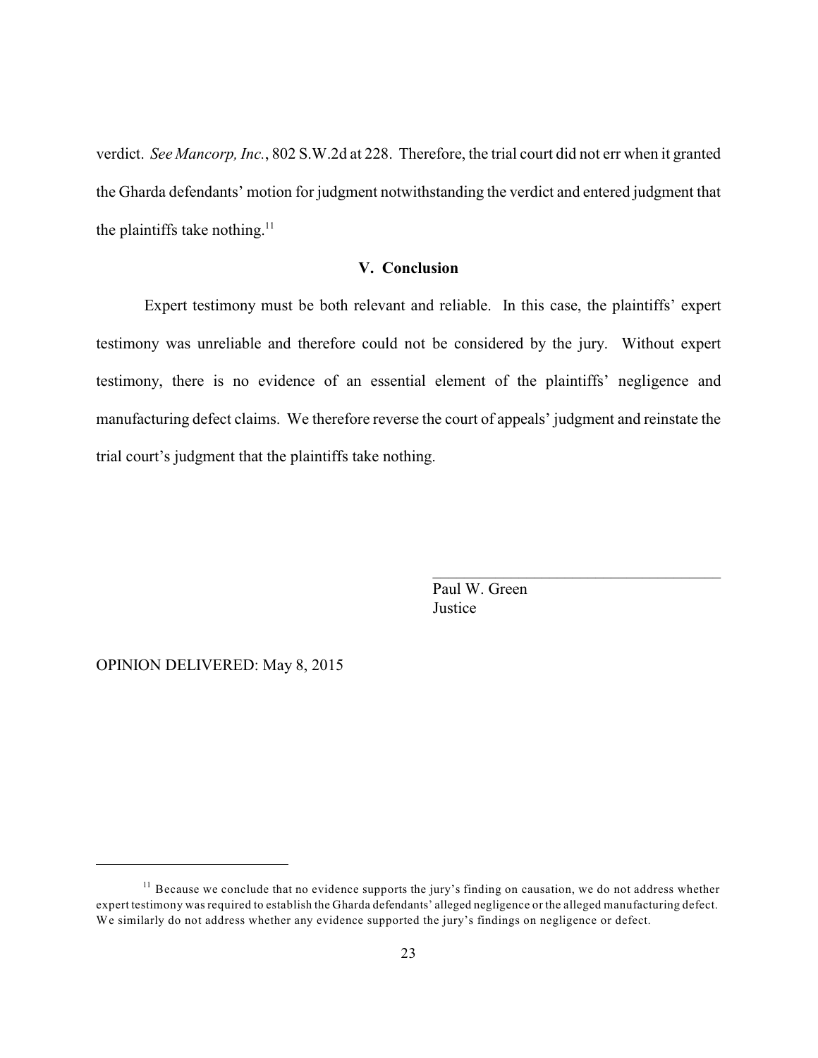verdict. *See Mancorp, Inc.*, 802 S.W.2d at 228. Therefore, the trial court did not err when it granted the Gharda defendants' motion for judgment notwithstanding the verdict and entered judgment that the plaintiffs take nothing.[11]

## V. Conclusion

Expert testimony must be both relevant and reliable. In this case, the plaintiffs' expert testimony was unreliable and therefore could not be considered by the jury. Without expert testimony, there is no evidence of an essential element of the plaintiffs' negligence and manufacturing defect claims. We therefore reverse the court of appeals' judgment and reinstate the trial court's judgment that the plaintiffs take nothing.

---

Paul W. Green
Justice

OPINION DELIVERED: May 8, 2015

---

[11] Because we conclude that no evidence supports the jury's finding on causation, we do not address whether expert testimony was required to establish the Gharda defendants' alleged negligence or the alleged manufacturing defect. We similarly do not address whether any evidence supported the jury's findings on negligence or defect.